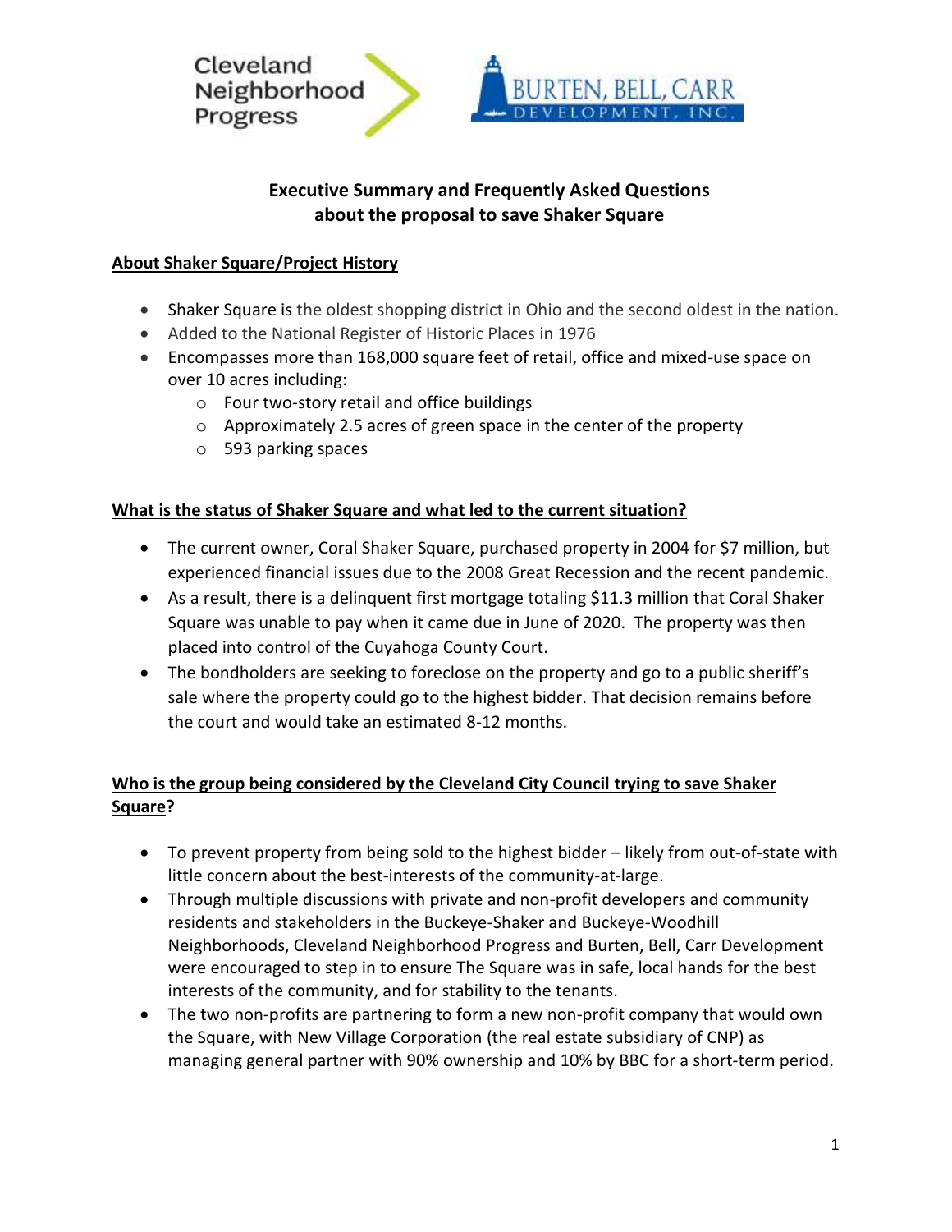# Executive Summary and Frequently Asked Questions about the proposal to save Shaker Square

## About Shaker Square/Project History

- Shaker Square is the oldest shopping district in Ohio and the second oldest in the nation.
- Added to the National Register of Historic Places in 1976
- Encompasses more than 168,000 square feet of retail, office and mixed-use space on over 10 acres including:
  - Four two-story retail and office buildings
  - Approximately 2.5 acres of green space in the center of the property
  - 593 parking spaces

## What is the status of Shaker Square and what led to the current situation?

- The current owner, Coral Shaker Square, purchased property in 2004 for $7 million, but experienced financial issues due to the 2008 Great Recession and the recent pandemic.
- As a result, there is a delinquent first mortgage totaling $11.3 million that Coral Shaker Square was unable to pay when it came due in June of 2020. The property was then placed into control of the Cuyahoga County Court.
- The bondholders are seeking to foreclose on the property and go to a public sheriff's sale where the property could go to the highest bidder. That decision remains before the court and would take an estimated 8-12 months.

## Who is the group being considered by the Cleveland City Council trying to save Shaker Square?

- To prevent property from being sold to the highest bidder – likely from out-of-state with little concern about the best-interests of the community-at-large.
- Through multiple discussions with private and non-profit developers and community residents and stakeholders in the Buckeye-Shaker and Buckeye-Woodhill Neighborhoods, Cleveland Neighborhood Progress and Burten, Bell, Carr Development were encouraged to step in to ensure The Square was in safe, local hands for the best interests of the community, and for stability to the tenants.
- The two non-profits are partnering to form a new non-profit company that would own the Square, with New Village Corporation (the real estate subsidiary of CNP) as managing general partner with 90% ownership and 10% by BBC for a short-term period.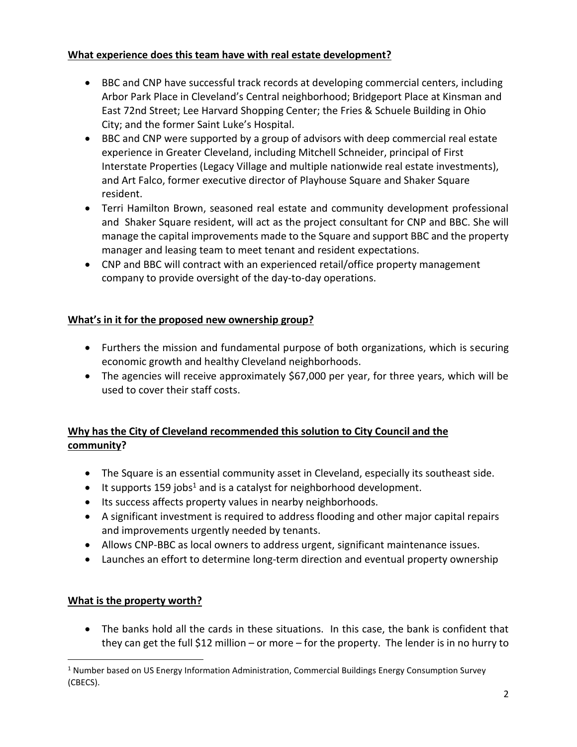**What experience does this team have with real estate development?**

- BBC and CNP have successful track records at developing commercial centers, including Arbor Park Place in Cleveland's Central neighborhood; Bridgeport Place at Kinsman and East 72nd Street; Lee Harvard Shopping Center; the Fries & Schuele Building in Ohio City; and the former Saint Luke's Hospital.
- BBC and CNP were supported by a group of advisors with deep commercial real estate experience in Greater Cleveland, including Mitchell Schneider, principal of First Interstate Properties (Legacy Village and multiple nationwide real estate investments), and Art Falco, former executive director of Playhouse Square and Shaker Square resident.
- Terri Hamilton Brown, seasoned real estate and community development professional and Shaker Square resident, will act as the project consultant for CNP and BBC. She will manage the capital improvements made to the Square and support BBC and the property manager and leasing team to meet tenant and resident expectations.
- CNP and BBC will contract with an experienced retail/office property management company to provide oversight of the day-to-day operations.

**What's in it for the proposed new ownership group?**

- Furthers the mission and fundamental purpose of both organizations, which is securing economic growth and healthy Cleveland neighborhoods.
- The agencies will receive approximately $67,000 per year, for three years, which will be used to cover their staff costs.

**Why has the City of Cleveland recommended this solution to City Council and the community?**

- The Square is an essential community asset in Cleveland, especially its southeast side.
- It supports 159 jobs[1] and is a catalyst for neighborhood development.
- Its success affects property values in nearby neighborhoods.
- A significant investment is required to address flooding and other major capital repairs and improvements urgently needed by tenants.
- Allows CNP-BBC as local owners to address urgent, significant maintenance issues.
- Launches an effort to determine long-term direction and eventual property ownership

**What is the property worth?**

- The banks hold all the cards in these situations. In this case, the bank is confident that they can get the full $12 million – or more – for the property. The lender is in no hurry to

[1] Number based on US Energy Information Administration, Commercial Buildings Energy Consumption Survey (CBECS).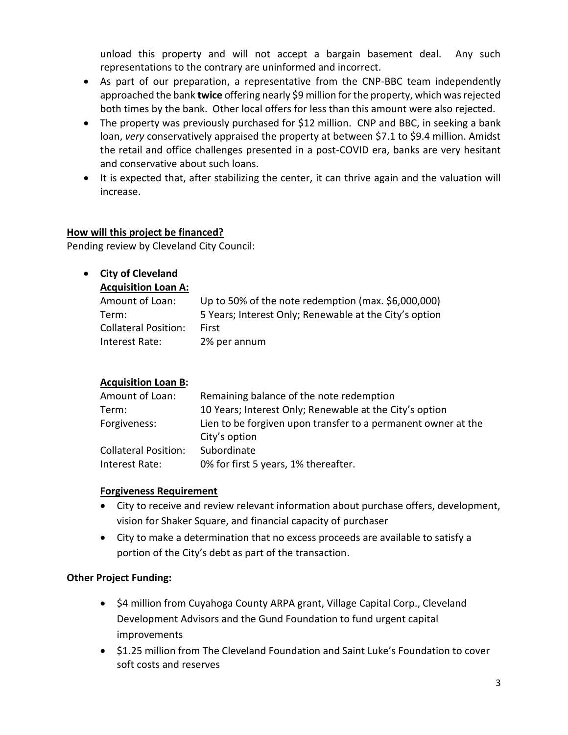unload this property and will not accept a bargain basement deal. Any such representations to the contrary are uninformed and incorrect.

- As part of our preparation, a representative from the CNP-BBC team independently approached the bank **twice** offering nearly $9 million for the property, which was rejected both times by the bank. Other local offers for less than this amount were also rejected.
- The property was previously purchased for $12 million. CNP and BBC, in seeking a bank loan, *very* conservatively appraised the property at between $7.1 to $9.4 million. Amidst the retail and office challenges presented in a post-COVID era, banks are very hesitant and conservative about such loans.
- It is expected that, after stabilizing the center, it can thrive again and the valuation will increase.

**How will this project be financed?**

Pending review by Cleveland City Council:

- **City of Cleveland**

  **Acquisition Loan A:**

  | | |
  |---|---|
  | Amount of Loan: | Up to 50% of the note redemption (max. $6,000,000) |
  | Term: | 5 Years; Interest Only; Renewable at the City's option |
  | Collateral Position: | First |
  | Interest Rate: | 2% per annum |

  **Acquisition Loan B:**

  | | |
  |---|---|
  | Amount of Loan: | Remaining balance of the note redemption |
  | Term: | 10 Years; Interest Only; Renewable at the City's option |
  | Forgiveness: | Lien to be forgiven upon transfer to a permanent owner at the City's option |
  | Collateral Position: | Subordinate |
  | Interest Rate: | 0% for first 5 years, 1% thereafter. |

  **Forgiveness Requirement**

  - City to receive and review relevant information about purchase offers, development, vision for Shaker Square, and financial capacity of purchaser
  - City to make a determination that no excess proceeds are available to satisfy a portion of the City's debt as part of the transaction.

**Other Project Funding:**

- $4 million from Cuyahoga County ARPA grant, Village Capital Corp., Cleveland Development Advisors and the Gund Foundation to fund urgent capital improvements
- $1.25 million from The Cleveland Foundation and Saint Luke's Foundation to cover soft costs and reserves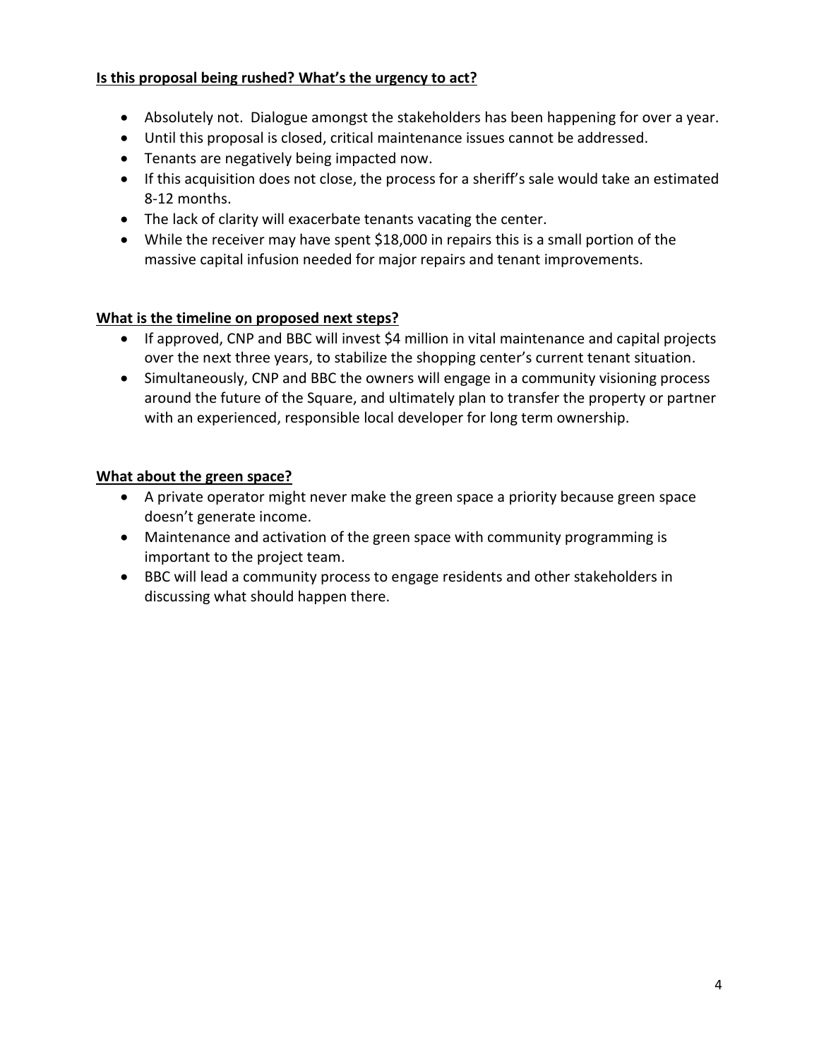**Is this proposal being rushed? What's the urgency to act?**

- Absolutely not. Dialogue amongst the stakeholders has been happening for over a year.
- Until this proposal is closed, critical maintenance issues cannot be addressed.
- Tenants are negatively being impacted now.
- If this acquisition does not close, the process for a sheriff's sale would take an estimated 8-12 months.
- The lack of clarity will exacerbate tenants vacating the center.
- While the receiver may have spent $18,000 in repairs this is a small portion of the massive capital infusion needed for major repairs and tenant improvements.

**What is the timeline on proposed next steps?**

- If approved, CNP and BBC will invest $4 million in vital maintenance and capital projects over the next three years, to stabilize the shopping center's current tenant situation.
- Simultaneously, CNP and BBC the owners will engage in a community visioning process around the future of the Square, and ultimately plan to transfer the property or partner with an experienced, responsible local developer for long term ownership.

**What about the green space?**

- A private operator might never make the green space a priority because green space doesn't generate income.
- Maintenance and activation of the green space with community programming is important to the project team.
- BBC will lead a community process to engage residents and other stakeholders in discussing what should happen there.